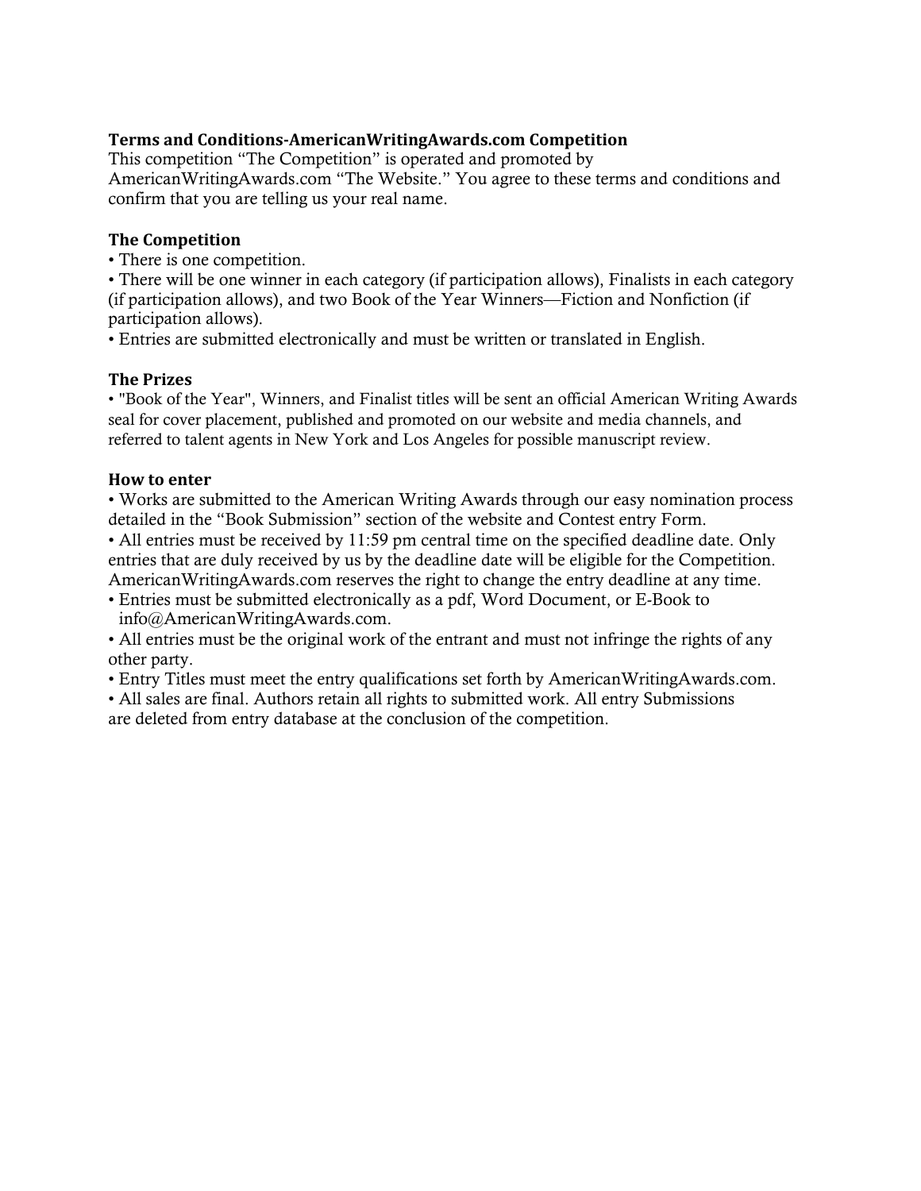**Terms and Conditions-AmericanWritingAwards.com Competition**

This competition "The Competition" is operated and promoted by AmericanWritingAwards.com "The Website." You agree to these terms and conditions and confirm that you are telling us your real name.

**The Competition**

- There is one competition.
- There will be one winner in each category (if participation allows), Finalists in each category (if participation allows), and two Book of the Year Winners—Fiction and Nonfiction (if participation allows).
- Entries are submitted electronically and must be written or translated in English.

**The Prizes**

- "Book of the Year", Winners, and Finalist titles will be sent an official American Writing Awards seal for cover placement, published and promoted on our website and media channels, and referred to talent agents in New York and Los Angeles for possible manuscript review.

**How to enter**

- Works are submitted to the American Writing Awards through our easy nomination process detailed in the "Book Submission" section of the website and Contest entry Form.
- All entries must be received by 11:59 pm central time on the specified deadline date. Only entries that are duly received by us by the deadline date will be eligible for the Competition. AmericanWritingAwards.com reserves the right to change the entry deadline at any time.
- Entries must be submitted electronically as a pdf, Word Document, or E-Book to info@AmericanWritingAwards.com.
- All entries must be the original work of the entrant and must not infringe the rights of any other party.
- Entry Titles must meet the entry qualifications set forth by AmericanWritingAwards.com.
- All sales are final. Authors retain all rights to submitted work. All entry Submissions are deleted from entry database at the conclusion of the competition.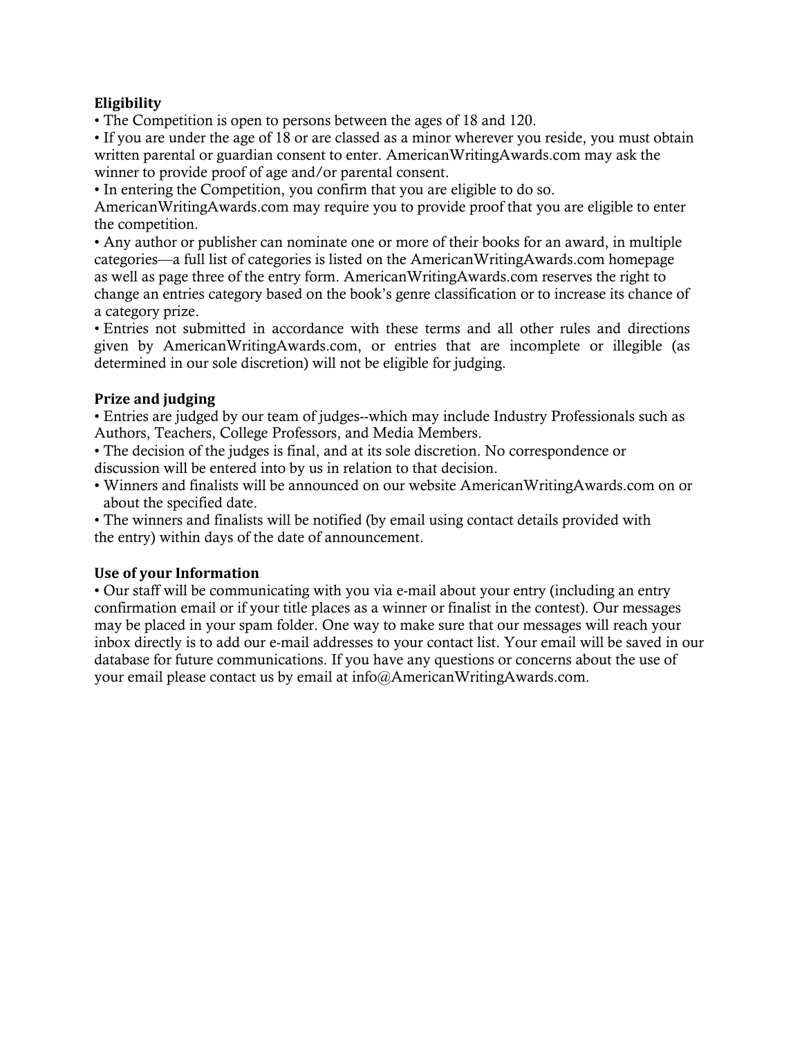**Eligibility**

- The Competition is open to persons between the ages of 18 and 120.
- If you are under the age of 18 or are classed as a minor wherever you reside, you must obtain written parental or guardian consent to enter. AmericanWritingAwards.com may ask the winner to provide proof of age and/or parental consent.
- In entering the Competition, you confirm that you are eligible to do so. AmericanWritingAwards.com may require you to provide proof that you are eligible to enter the competition.
- Any author or publisher can nominate one or more of their books for an award, in multiple categories—a full list of categories is listed on the AmericanWritingAwards.com homepage as well as page three of the entry form. AmericanWritingAwards.com reserves the right to change an entries category based on the book's genre classification or to increase its chance of a category prize.
- Entries not submitted in accordance with these terms and all other rules and directions given by AmericanWritingAwards.com, or entries that are incomplete or illegible (as determined in our sole discretion) will not be eligible for judging.

**Prize and judging**

- Entries are judged by our team of judges--which may include Industry Professionals such as Authors, Teachers, College Professors, and Media Members.
- The decision of the judges is final, and at its sole discretion. No correspondence or discussion will be entered into by us in relation to that decision.
- Winners and finalists will be announced on our website AmericanWritingAwards.com on or about the specified date.
- The winners and finalists will be notified (by email using contact details provided with the entry) within days of the date of announcement.

**Use of your Information**

- Our staff will be communicating with you via e-mail about your entry (including an entry confirmation email or if your title places as a winner or finalist in the contest). Our messages may be placed in your spam folder. One way to make sure that our messages will reach your inbox directly is to add our e-mail addresses to your contact list. Your email will be saved in our database for future communications. If you have any questions or concerns about the use of your email please contact us by email at info@AmericanWritingAwards.com.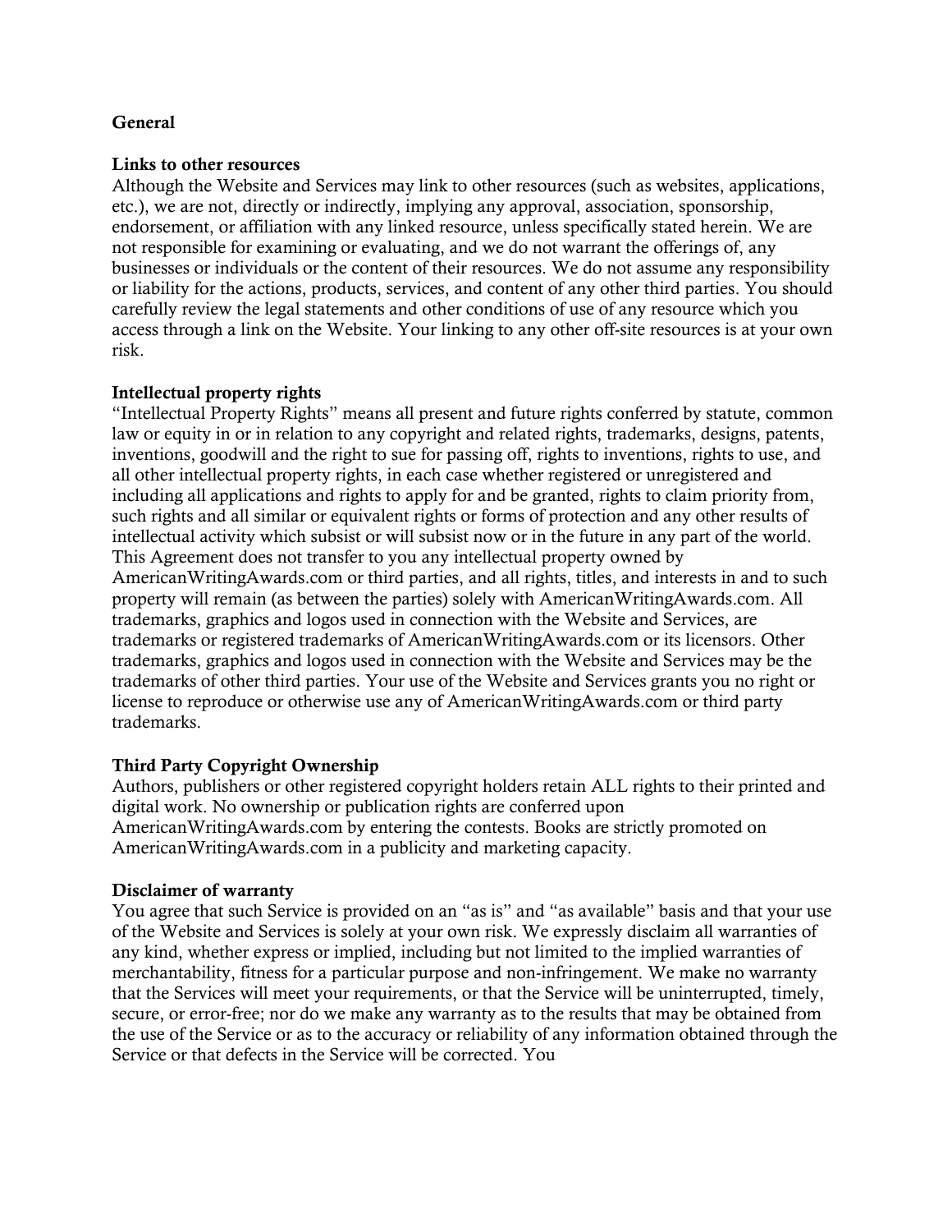## General

### Links to other resources

Although the Website and Services may link to other resources (such as websites, applications, etc.), we are not, directly or indirectly, implying any approval, association, sponsorship, endorsement, or affiliation with any linked resource, unless specifically stated herein. We are not responsible for examining or evaluating, and we do not warrant the offerings of, any businesses or individuals or the content of their resources. We do not assume any responsibility or liability for the actions, products, services, and content of any other third parties. You should carefully review the legal statements and other conditions of use of any resource which you access through a link on the Website. Your linking to any other off-site resources is at your own risk.

### Intellectual property rights

"Intellectual Property Rights" means all present and future rights conferred by statute, common law or equity in or in relation to any copyright and related rights, trademarks, designs, patents, inventions, goodwill and the right to sue for passing off, rights to inventions, rights to use, and all other intellectual property rights, in each case whether registered or unregistered and including all applications and rights to apply for and be granted, rights to claim priority from, such rights and all similar or equivalent rights or forms of protection and any other results of intellectual activity which subsist or will subsist now or in the future in any part of the world. This Agreement does not transfer to you any intellectual property owned by AmericanWritingAwards.com or third parties, and all rights, titles, and interests in and to such property will remain (as between the parties) solely with AmericanWritingAwards.com. All trademarks, graphics and logos used in connection with the Website and Services, are trademarks or registered trademarks of AmericanWritingAwards.com or its licensors. Other trademarks, graphics and logos used in connection with the Website and Services may be the trademarks of other third parties. Your use of the Website and Services grants you no right or license to reproduce or otherwise use any of AmericanWritingAwards.com or third party trademarks.

### Third Party Copyright Ownership

Authors, publishers or other registered copyright holders retain ALL rights to their printed and digital work. No ownership or publication rights are conferred upon AmericanWritingAwards.com by entering the contests. Books are strictly promoted on AmericanWritingAwards.com in a publicity and marketing capacity.

### Disclaimer of warranty

You agree that such Service is provided on an "as is" and "as available" basis and that your use of the Website and Services is solely at your own risk. We expressly disclaim all warranties of any kind, whether express or implied, including but not limited to the implied warranties of merchantability, fitness for a particular purpose and non-infringement. We make no warranty that the Services will meet your requirements, or that the Service will be uninterrupted, timely, secure, or error-free; nor do we make any warranty as to the results that may be obtained from the use of the Service or as to the accuracy or reliability of any information obtained through the Service or that defects in the Service will be corrected. You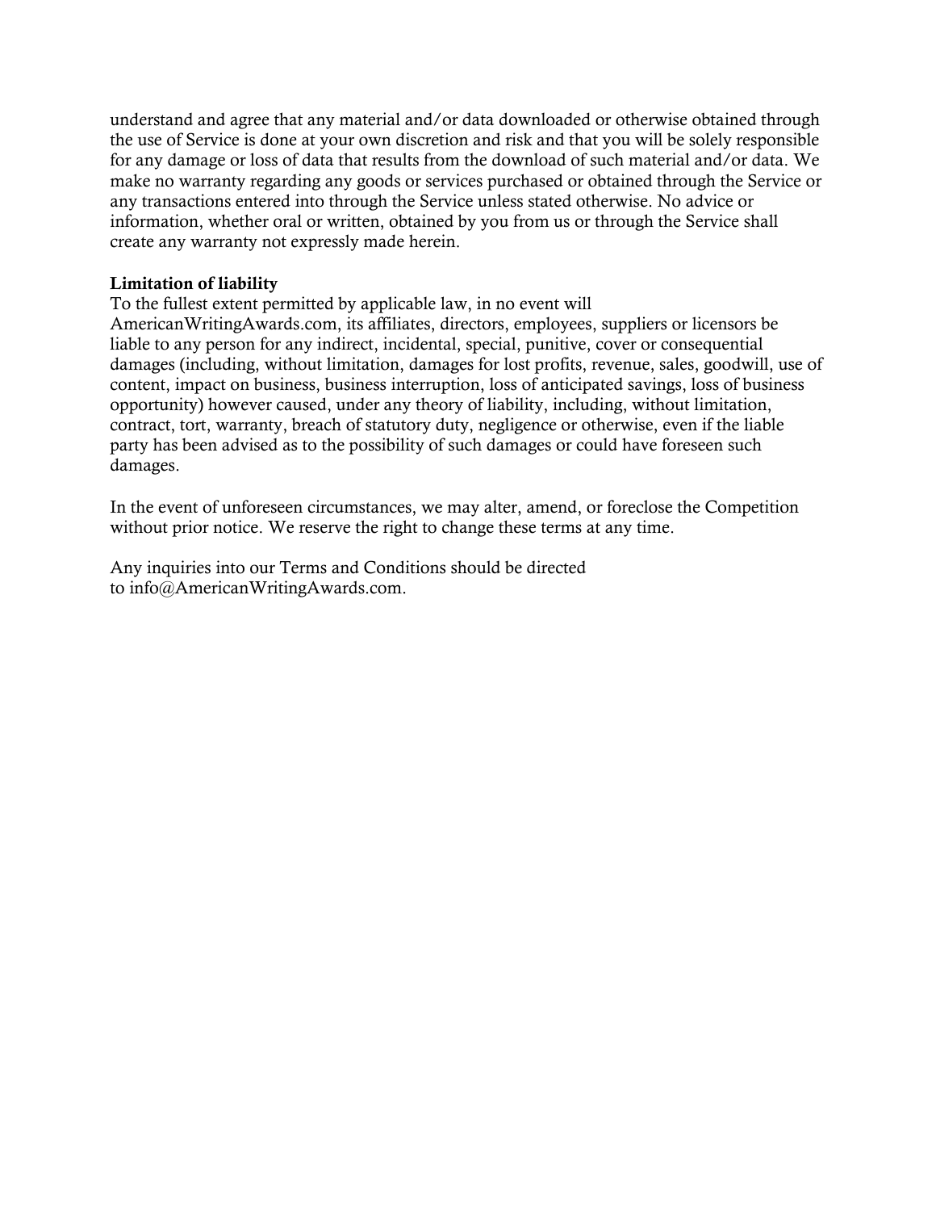understand and agree that any material and/or data downloaded or otherwise obtained through the use of Service is done at your own discretion and risk and that you will be solely responsible for any damage or loss of data that results from the download of such material and/or data. We make no warranty regarding any goods or services purchased or obtained through the Service or any transactions entered into through the Service unless stated otherwise. No advice or information, whether oral or written, obtained by you from us or through the Service shall create any warranty not expressly made herein.

**Limitation of liability**

To the fullest extent permitted by applicable law, in no event will AmericanWritingAwards.com, its affiliates, directors, employees, suppliers or licensors be liable to any person for any indirect, incidental, special, punitive, cover or consequential damages (including, without limitation, damages for lost profits, revenue, sales, goodwill, use of content, impact on business, business interruption, loss of anticipated savings, loss of business opportunity) however caused, under any theory of liability, including, without limitation, contract, tort, warranty, breach of statutory duty, negligence or otherwise, even if the liable party has been advised as to the possibility of such damages or could have foreseen such damages.

In the event of unforeseen circumstances, we may alter, amend, or foreclose the Competition without prior notice. We reserve the right to change these terms at any time.

Any inquiries into our Terms and Conditions should be directed to info@AmericanWritingAwards.com.